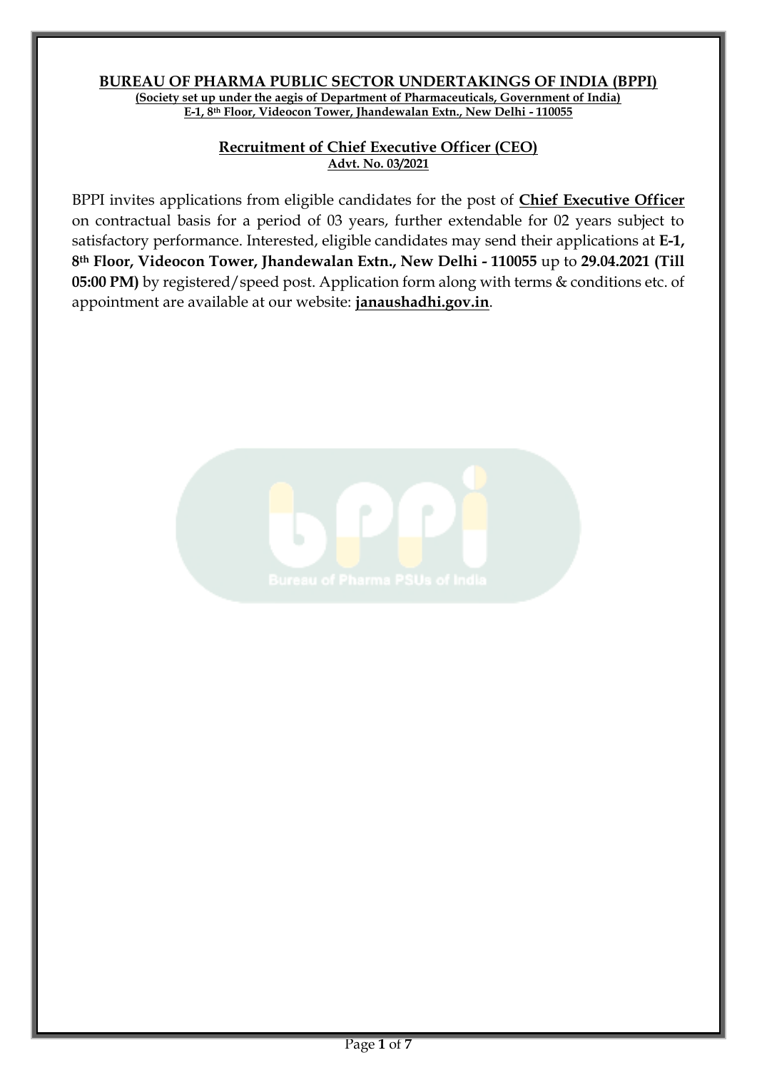# BUREAU OF PHARMA PUBLIC SECTOR UNDERTAKINGS OF INDIA (BPPI)

**(Society set up under the aegis of Department of Pharmaceuticals, Government of India)**

**E-1, 8th Floor, Videocon Tower, Jhandewalan Extn., New Delhi - 110055**

## Recruitment of Chief Executive Officer (CEO)

**Advt. No. 03/2021**

BPPI invites applications from eligible candidates for the post of **Chief Executive Officer** on contractual basis for a period of 03 years, further extendable for 02 years subject to satisfactory performance. Interested, eligible candidates may send their applications at **E-1, 8th Floor, Videocon Tower, Jhandewalan Extn., New Delhi - 110055** up to **29.04.2021 (Till 05:00 PM)** by registered/speed post. Application form along with terms & conditions etc. of appointment are available at our website: **janaushadhi.gov.in**.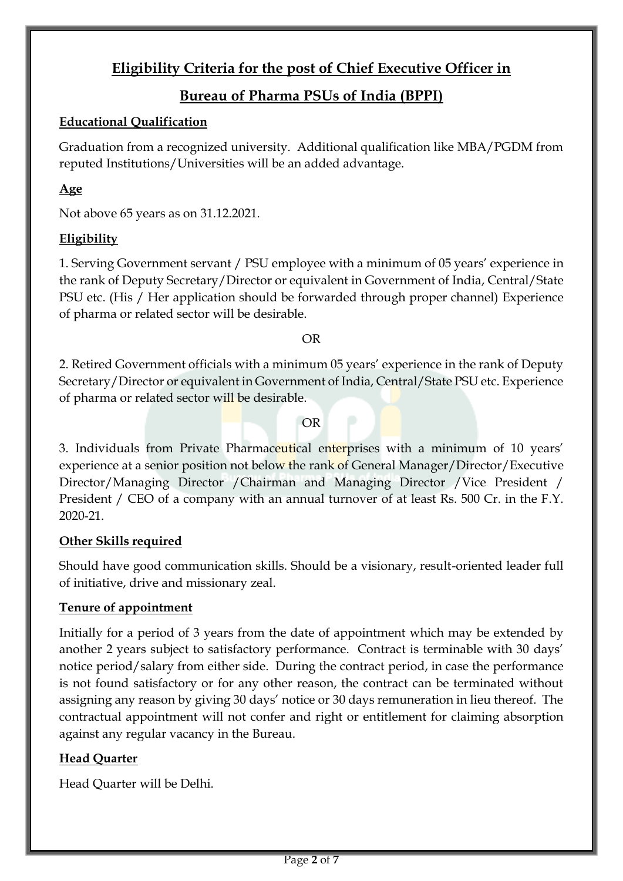# Eligibility Criteria for the post of Chief Executive Officer in Bureau of Pharma PSUs of India (BPPI)

## Educational Qualification

Graduation from a recognized university. Additional qualification like MBA/PGDM from reputed Institutions/Universities will be an added advantage.

## Age

Not above 65 years as on 31.12.2021.

## Eligibility

1. Serving Government servant / PSU employee with a minimum of 05 years' experience in the rank of Deputy Secretary/Director or equivalent in Government of India, Central/State PSU etc. (His / Her application should be forwarded through proper channel) Experience of pharma or related sector will be desirable.

OR

2. Retired Government officials with a minimum 05 years' experience in the rank of Deputy Secretary/Director or equivalent in Government of India, Central/State PSU etc. Experience of pharma or related sector will be desirable.

OR

3. Individuals from Private Pharmaceutical enterprises with a minimum of 10 years' experience at a senior position not below the rank of General Manager/Director/Executive Director/Managing Director /Chairman and Managing Director /Vice President / President / CEO of a company with an annual turnover of at least Rs. 500 Cr. in the F.Y. 2020-21.

## Other Skills required

Should have good communication skills. Should be a visionary, result-oriented leader full of initiative, drive and missionary zeal.

## Tenure of appointment

Initially for a period of 3 years from the date of appointment which may be extended by another 2 years subject to satisfactory performance. Contract is terminable with 30 days' notice period/salary from either side. During the contract period, in case the performance is not found satisfactory or for any other reason, the contract can be terminated without assigning any reason by giving 30 days' notice or 30 days remuneration in lieu thereof. The contractual appointment will not confer and right or entitlement for claiming absorption against any regular vacancy in the Bureau.

## Head Quarter

Head Quarter will be Delhi.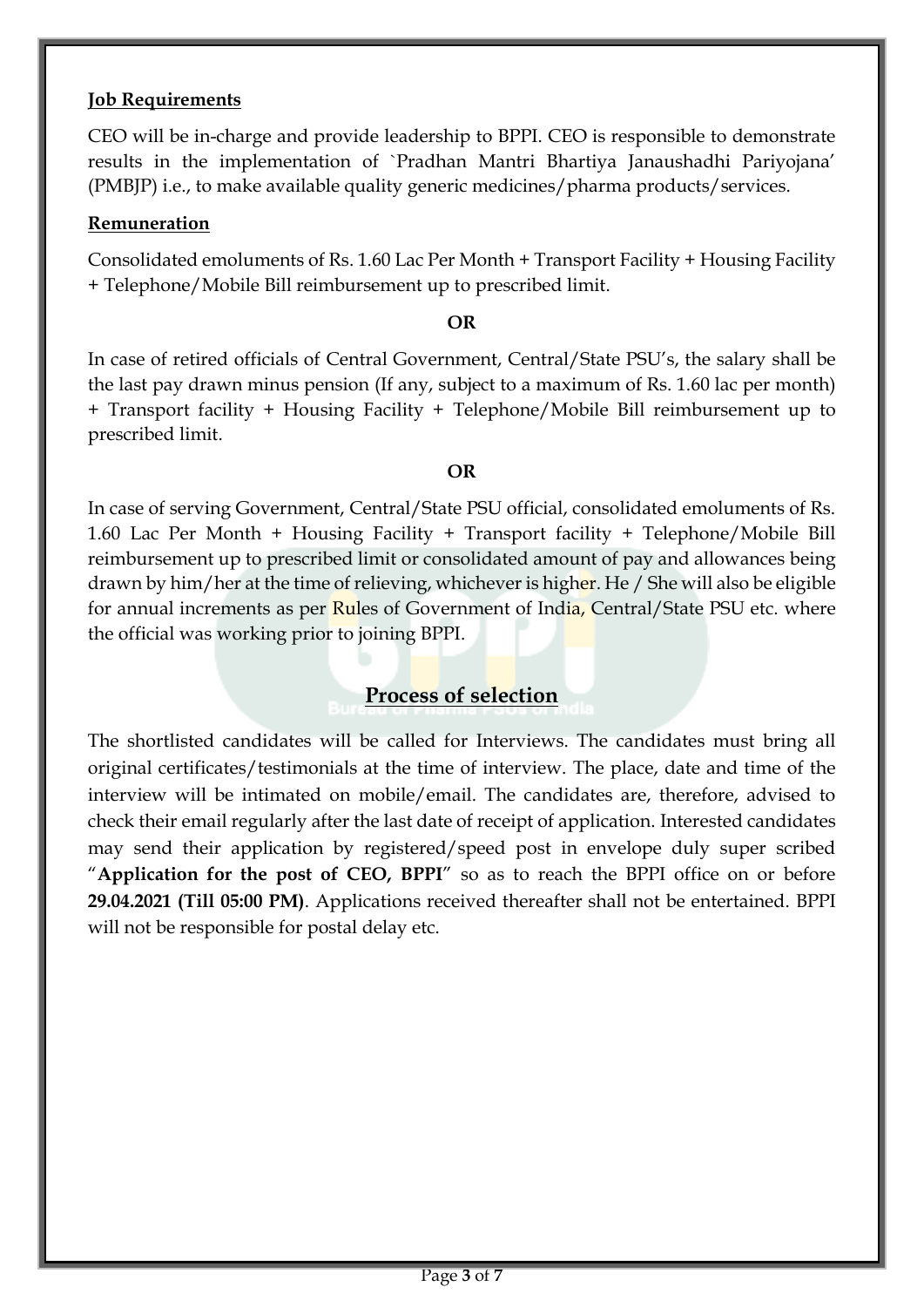**Job Requirements**

CEO will be in-charge and provide leadership to BPPI. CEO is responsible to demonstrate results in the implementation of `Pradhan Mantri Bhartiya Janaushadhi Pariyojana' (PMBJP) i.e., to make available quality generic medicines/pharma products/services.

**Remuneration**

Consolidated emoluments of Rs. 1.60 Lac Per Month + Transport Facility + Housing Facility + Telephone/Mobile Bill reimbursement up to prescribed limit.

**OR**

In case of retired officials of Central Government, Central/State PSU's, the salary shall be the last pay drawn minus pension (If any, subject to a maximum of Rs. 1.60 lac per month) + Transport facility + Housing Facility + Telephone/Mobile Bill reimbursement up to prescribed limit.

**OR**

In case of serving Government, Central/State PSU official, consolidated emoluments of Rs. 1.60 Lac Per Month + Housing Facility + Transport facility + Telephone/Mobile Bill reimbursement up to prescribed limit or consolidated amount of pay and allowances being drawn by him/her at the time of relieving, whichever is higher. He / She will also be eligible for annual increments as per Rules of Government of India, Central/State PSU etc. where the official was working prior to joining BPPI.

## Process of selection

The shortlisted candidates will be called for Interviews. The candidates must bring all original certificates/testimonials at the time of interview. The place, date and time of the interview will be intimated on mobile/email. The candidates are, therefore, advised to check their email regularly after the last date of receipt of application. Interested candidates may send their application by registered/speed post in envelope duly super scribed "**Application for the post of CEO, BPPI**" so as to reach the BPPI office on or before **29.04.2021 (Till 05:00 PM)**. Applications received thereafter shall not be entertained. BPPI will not be responsible for postal delay etc.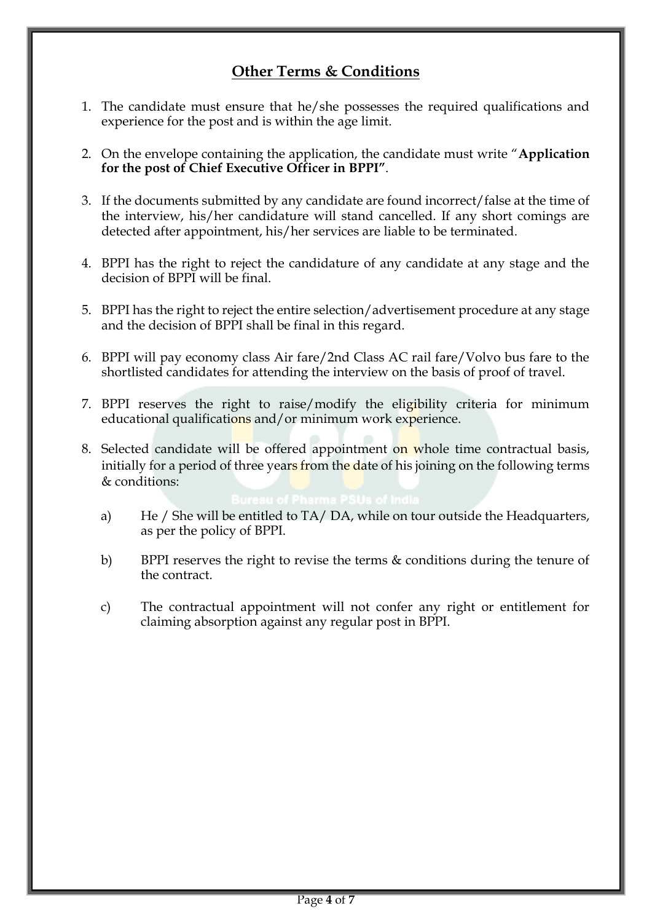## Other Terms & Conditions

1. The candidate must ensure that he/she possesses the required qualifications and experience for the post and is within the age limit.

2. On the envelope containing the application, the candidate must write "**Application for the post of Chief Executive Officer in BPPI"**.

3. If the documents submitted by any candidate are found incorrect/false at the time of the interview, his/her candidature will stand cancelled. If any short comings are detected after appointment, his/her services are liable to be terminated.

4. BPPI has the right to reject the candidature of any candidate at any stage and the decision of BPPI will be final.

5. BPPI has the right to reject the entire selection/advertisement procedure at any stage and the decision of BPPI shall be final in this regard.

6. BPPI will pay economy class Air fare/2nd Class AC rail fare/Volvo bus fare to the shortlisted candidates for attending the interview on the basis of proof of travel.

7. BPPI reserves the right to raise/modify the eligibility criteria for minimum educational qualifications and/or minimum work experience.

8. Selected candidate will be offered appointment on whole time contractual basis, initially for a period of three years from the date of his joining on the following terms & conditions:

   a) He / She will be entitled to TA/ DA, while on tour outside the Headquarters, as per the policy of BPPI.

   b) BPPI reserves the right to revise the terms & conditions during the tenure of the contract.

   c) The contractual appointment will not confer any right or entitlement for claiming absorption against any regular post in BPPI.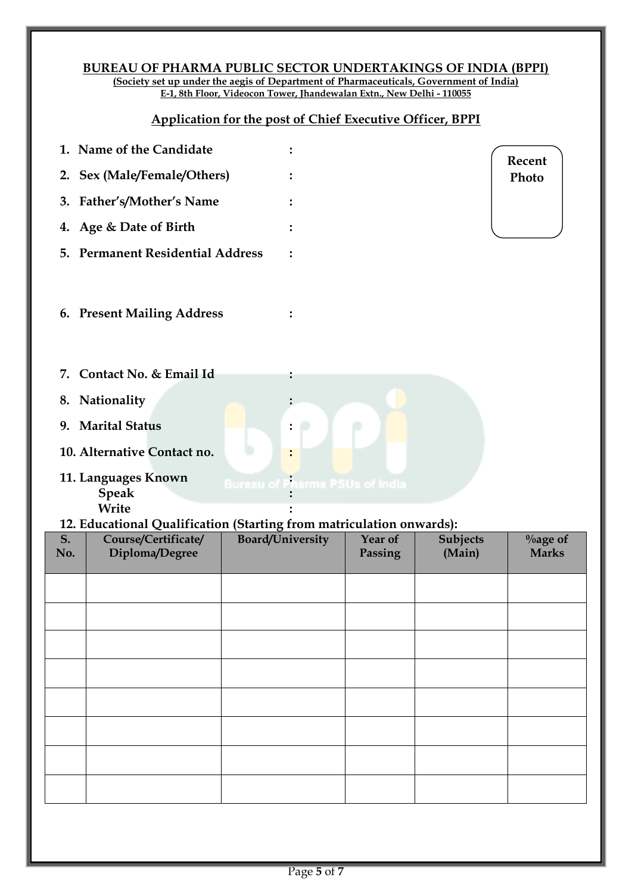**BUREAU OF PHARMA PUBLIC SECTOR UNDERTAKINGS OF INDIA (BPPI)**

**(Society set up under the aegis of Department of Pharmaceuticals, Government of India)**

**E-1, 8th Floor, Videocon Tower, Jhandewalan Extn., New Delhi - 110055**

## Application for the post of Chief Executive Officer, BPPI

Recent Photo

1. **Name of the Candidate** :
2. **Sex (Male/Female/Others)** :
3. **Father's/Mother's Name** :
4. **Age & Date of Birth** :
5. **Permanent Residential Address** :
6. **Present Mailing Address** :
7. **Contact No. & Email Id** :
8. **Nationality** :
9. **Marital Status** :
10. **Alternative Contact no.** :
11. **Languages Known** :
    - **Speak** :
    - **Write** :
12. **Educational Qualification (Starting from matriculation onwards):**

| S. No. | Course/Certificate/ Diploma/Degree | Board/University | Year of Passing | Subjects (Main) | %age of Marks |
|---|---|---|---|---|---|
| | | | | | |
| | | | | | |
| | | | | | |
| | | | | | |
| | | | | | |
| | | | | | |
| | | | | | |
| | | | | | |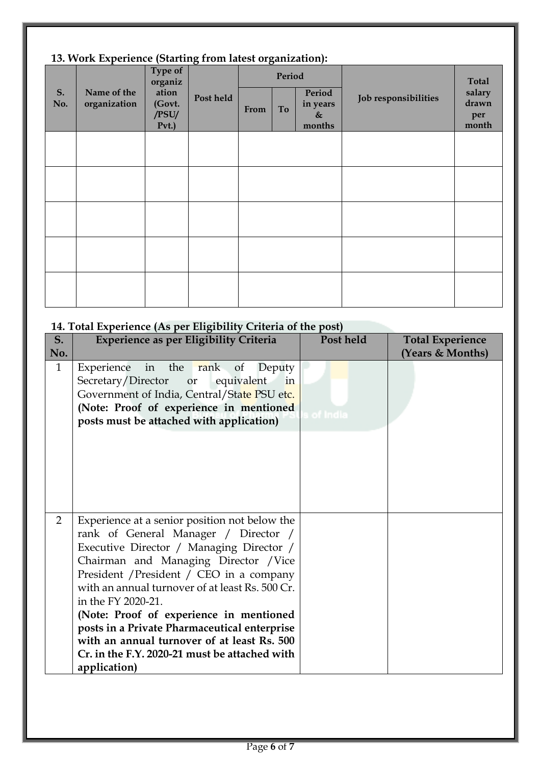### 13. Work Experience (Starting from latest organization):

| S. No. | Name of the organization | Type of organization (Govt. /PSU/ Pvt.) | Post held | Period | | | Job responsibilities | Total salary drawn per month |
|---|---|---|---|---|---|---|---|---|
| | | | | From | To | Period in years & months | | |
| | | | | | | | | |
| | | | | | | | | |
| | | | | | | | | |
| | | | | | | | | |
| | | | | | | | | |

### 14. Total Experience (As per Eligibility Criteria of the post)

| S. No. | Experience as per Eligibility Criteria | Post held | Total Experience (Years & Months) |
|---|---|---|---|
| 1 | Experience in the rank of Deputy Secretary/Director or equivalent in Government of India, Central/State PSU etc. **(Note: Proof of experience in mentioned posts must be attached with application)** | | |
| 2 | Experience at a senior position not below the rank of General Manager / Director / Executive Director / Managing Director / Chairman and Managing Director /Vice President /President / CEO in a company with an annual turnover of at least Rs. 500 Cr. in the FY 2020-21. **(Note: Proof of experience in mentioned posts in a Private Pharmaceutical enterprise with an annual turnover of at least Rs. 500 Cr. in the F.Y. 2020-21 must be attached with application)** | | |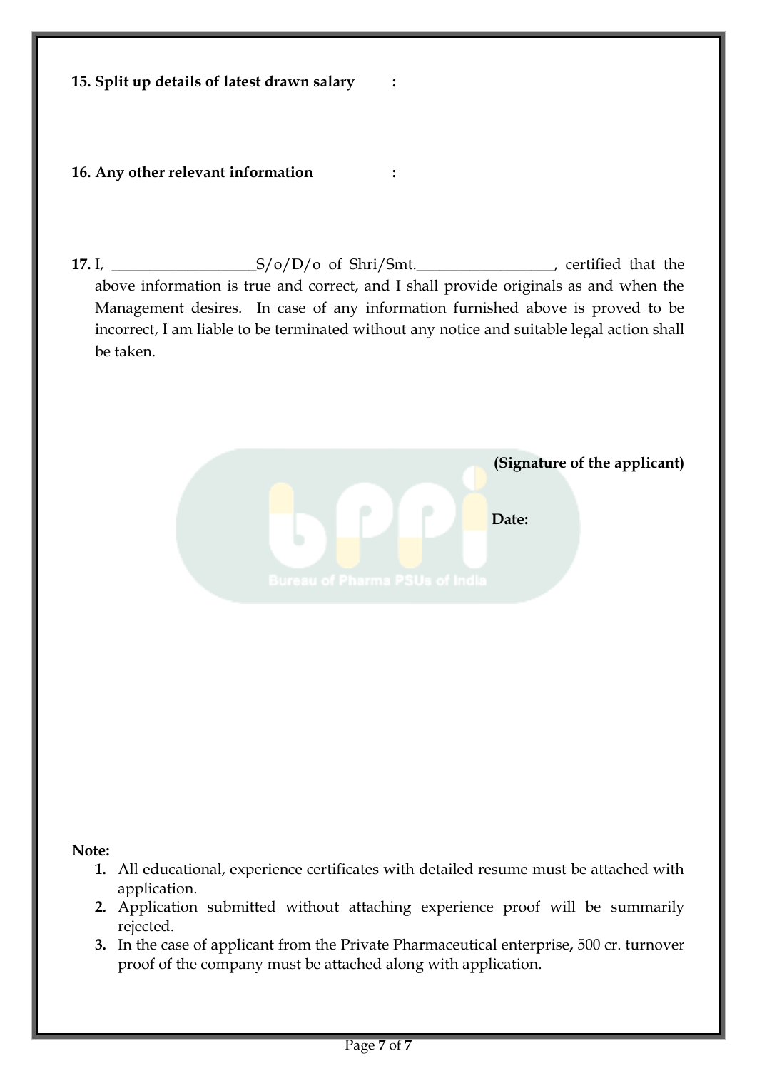**15. Split up details of latest drawn salary :**

**16. Any other relevant information :**

**17.** I, ___________________S/o/D/o of Shri/Smt.__________________, certified that the above information is true and correct, and I shall provide originals as and when the Management desires. In case of any information furnished above is proved to be incorrect, I am liable to be terminated without any notice and suitable legal action shall be taken.

**(Signature of the applicant)**

**Date:**

**Note:**

1. All educational, experience certificates with detailed resume must be attached with application.
2. Application submitted without attaching experience proof will be summarily rejected.
3. In the case of applicant from the Private Pharmaceutical enterprise**,** 500 cr. turnover proof of the company must be attached along with application.